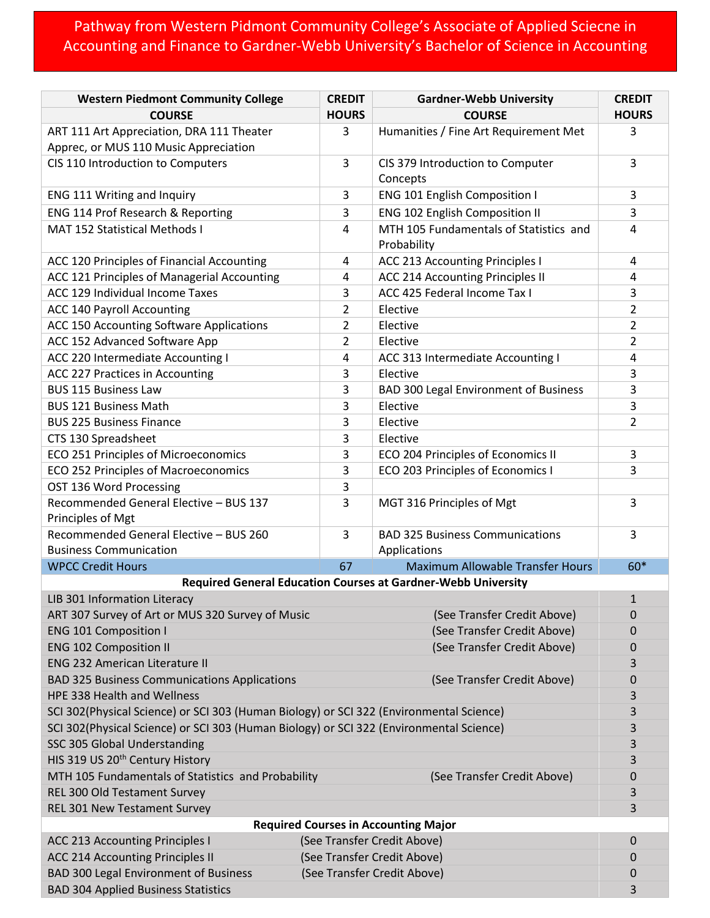# Pathway from Western Pidmont Community College's Associate of Applied Sciecne in Accounting and Finance to Gardner-Webb University's Bachelor of Science in Accounting

| Western Piedmont Community College COURSE | CREDIT HOURS | Gardner-Webb University COURSE | CREDIT HOURS |
|---|---|---|---|
| ART 111 Art Appreciation, DRA 111 Theater Apprec, or MUS 110 Music Appreciation | 3 | Humanities / Fine Art Requirement Met | 3 |
| CIS 110 Introduction to Computers | 3 | CIS 379 Introduction to Computer Concepts | 3 |
| ENG 111 Writing and Inquiry | 3 | ENG 101 English Composition I | 3 |
| ENG 114 Prof Research & Reporting | 3 | ENG 102 English Composition II | 3 |
| MAT 152 Statistical Methods I | 4 | MTH 105 Fundamentals of Statistics and Probability | 4 |
| ACC 120 Principles of Financial Accounting | 4 | ACC 213 Accounting Principles I | 4 |
| ACC 121 Principles of Managerial Accounting | 4 | ACC 214 Accounting Principles II | 4 |
| ACC 129 Individual Income Taxes | 3 | ACC 425 Federal Income Tax I | 3 |
| ACC 140 Payroll Accounting | 2 | Elective | 2 |
| ACC 150 Accounting Software Applications | 2 | Elective | 2 |
| ACC 152 Advanced Software App | 2 | Elective | 2 |
| ACC 220 Intermediate Accounting I | 4 | ACC 313 Intermediate Accounting I | 4 |
| ACC 227 Practices in Accounting | 3 | Elective | 3 |
| BUS 115 Business Law | 3 | BAD 300 Legal Environment of Business | 3 |
| BUS 121 Business Math | 3 | Elective | 3 |
| BUS 225 Business Finance | 3 | Elective | 2 |
| CTS 130 Spreadsheet | 3 | Elective | |
| ECO 251 Principles of Microeconomics | 3 | ECO 204 Principles of Economics II | 3 |
| ECO 252 Principles of Macroeconomics | 3 | ECO 203 Principles of Economics I | 3 |
| OST 136 Word Processing | 3 | | |
| Recommended General Elective – BUS 137 Principles of Mgt | 3 | MGT 316 Principles of Mgt | 3 |
| Recommended General Elective – BUS 260 Business Communication | 3 | BAD 325 Business Communications Applications | 3 |
| WPCC Credit Hours | 67 | Maximum Allowable Transfer Hours | 60* |

**Required General Education Courses at Gardner-Webb University**

| Course | | Credit Hours |
|---|---|---|
| LIB 301 Information Literacy | | 1 |
| ART 307 Survey of Art or MUS 320 Survey of Music | (See Transfer Credit Above) | 0 |
| ENG 101 Composition I | (See Transfer Credit Above) | 0 |
| ENG 102 Composition II | (See Transfer Credit Above) | 0 |
| ENG 232 American Literature II | | 3 |
| BAD 325 Business Communications Applications | (See Transfer Credit Above) | 0 |
| HPE 338 Health and Wellness | | 3 |
| SCI 302(Physical Science) or SCI 303 (Human Biology) or SCI 322 (Environmental Science) | | 3 |
| SCI 302(Physical Science) or SCI 303 (Human Biology) or SCI 322 (Environmental Science) | | 3 |
| SSC 305 Global Understanding | | 3 |
| HIS 319 US 20th Century History | | 3 |
| MTH 105 Fundamentals of Statistics and Probability | (See Transfer Credit Above) | 0 |
| REL 300 Old Testament Survey | | 3 |
| REL 301 New Testament Survey | | 3 |

**Required Courses in Accounting Major**

| Course | | Credit Hours |
|---|---|---|
| ACC 213 Accounting Principles I | (See Transfer Credit Above) | 0 |
| ACC 214 Accounting Principles II | (See Transfer Credit Above) | 0 |
| BAD 300 Legal Environment of Business | (See Transfer Credit Above) | 0 |
| BAD 304 Applied Business Statistics | | 3 |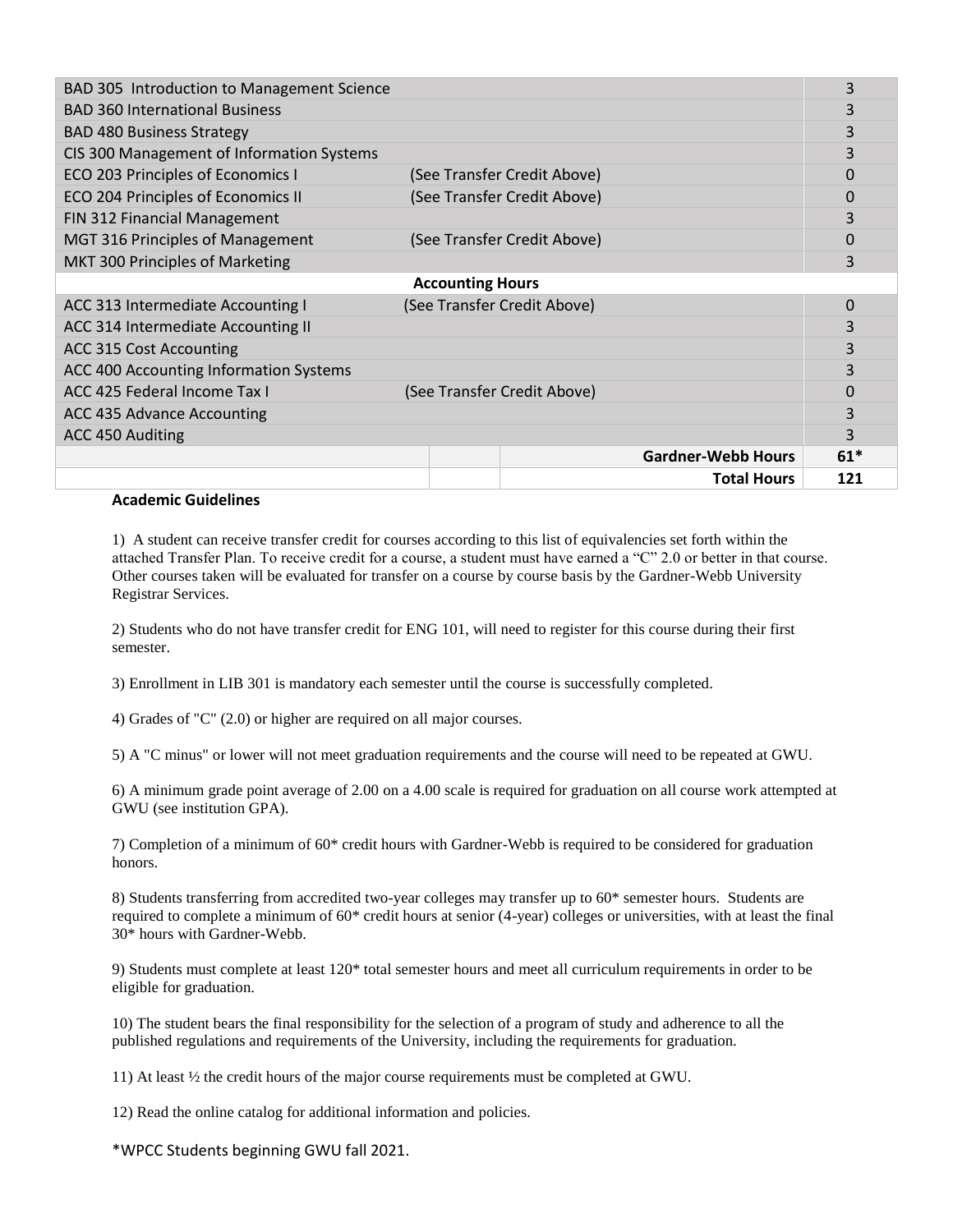| | | |
|---|---|---|
| BAD 305 Introduction to Management Science | | 3 |
| BAD 360 International Business | | 3 |
| BAD 480 Business Strategy | | 3 |
| CIS 300 Management of Information Systems | | 3 |
| ECO 203 Principles of Economics I | (See Transfer Credit Above) | 0 |
| ECO 204 Principles of Economics II | (See Transfer Credit Above) | 0 |
| FIN 312 Financial Management | | 3 |
| MGT 316 Principles of Management | (See Transfer Credit Above) | 0 |
| MKT 300 Principles of Marketing | | 3 |
| **Accounting Hours** | | |
| ACC 313 Intermediate Accounting I | (See Transfer Credit Above) | 0 |
| ACC 314 Intermediate Accounting II | | 3 |
| ACC 315 Cost Accounting | | 3 |
| ACC 400 Accounting Information Systems | | 3 |
| ACC 425 Federal Income Tax I | (See Transfer Credit Above) | 0 |
| ACC 435 Advance Accounting | | 3 |
| ACC 450 Auditing | | 3 |
| | **Gardner-Webb Hours** | **61*** |
| | **Total Hours** | **121** |

**Academic Guidelines**

1) A student can receive transfer credit for courses according to this list of equivalencies set forth within the attached Transfer Plan. To receive credit for a course, a student must have earned a "C" 2.0 or better in that course. Other courses taken will be evaluated for transfer on a course by course basis by the Gardner-Webb University Registrar Services.

2) Students who do not have transfer credit for ENG 101, will need to register for this course during their first semester.

3) Enrollment in LIB 301 is mandatory each semester until the course is successfully completed.

4) Grades of "C" (2.0) or higher are required on all major courses.

5) A "C minus" or lower will not meet graduation requirements and the course will need to be repeated at GWU.

6) A minimum grade point average of 2.00 on a 4.00 scale is required for graduation on all course work attempted at GWU (see institution GPA).

7) Completion of a minimum of 60* credit hours with Gardner-Webb is required to be considered for graduation honors.

8) Students transferring from accredited two-year colleges may transfer up to 60* semester hours. Students are required to complete a minimum of 60* credit hours at senior (4-year) colleges or universities, with at least the final 30* hours with Gardner-Webb.

9) Students must complete at least 120* total semester hours and meet all curriculum requirements in order to be eligible for graduation.

10) The student bears the final responsibility for the selection of a program of study and adherence to all the published regulations and requirements of the University, including the requirements for graduation.

11) At least ½ the credit hours of the major course requirements must be completed at GWU.

12) Read the online catalog for additional information and policies.

*WPCC Students beginning GWU fall 2021.